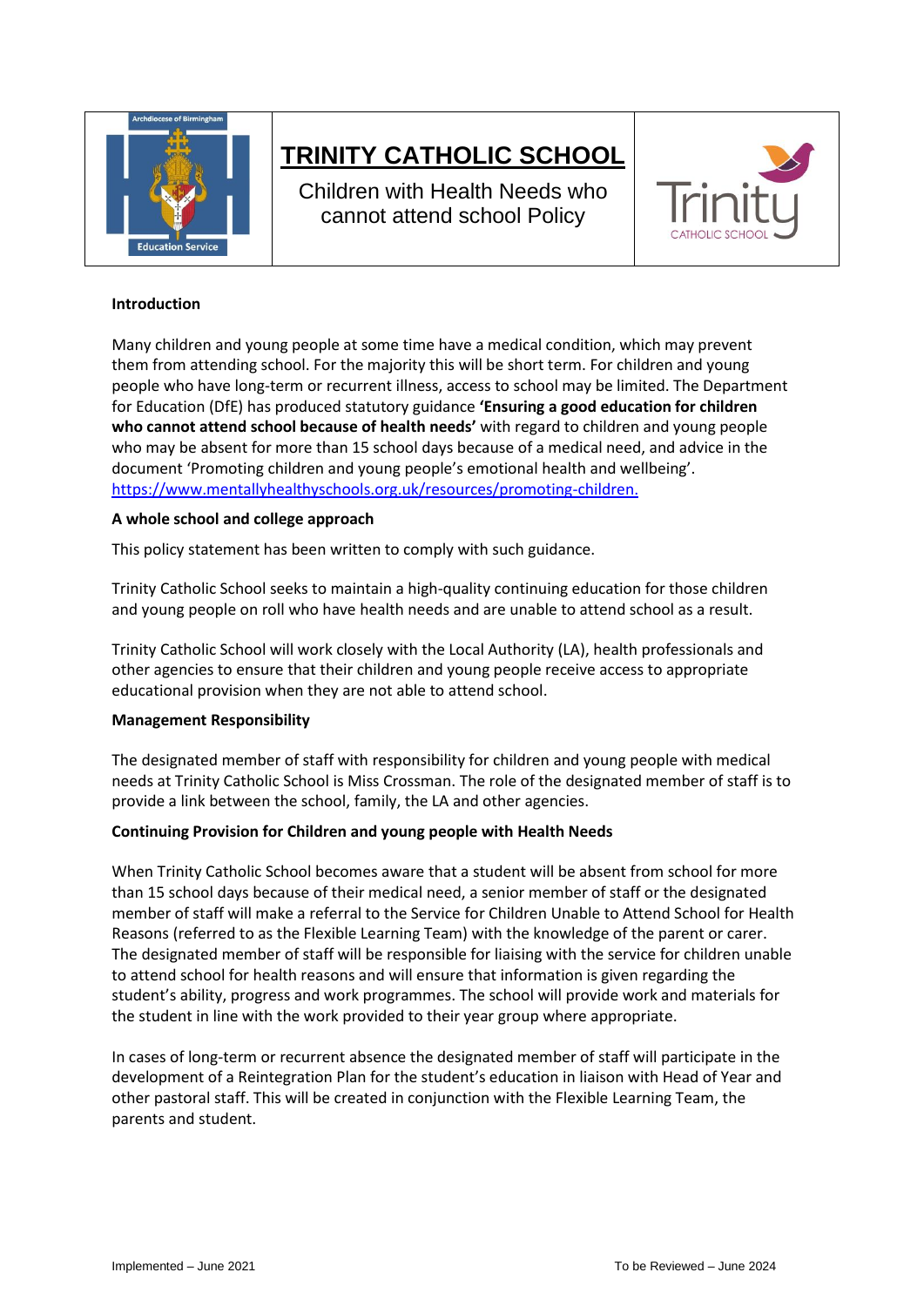# TRINITY CATHOLIC SCHOOL

Children with Health Needs who cannot attend school Policy

**Introduction**

Many children and young people at some time have a medical condition, which may prevent them from attending school. For the majority this will be short term. For children and young people who have long-term or recurrent illness, access to school may be limited. The Department for Education (DfE) has produced statutory guidance **'Ensuring a good education for children who cannot attend school because of health needs'** with regard to children and young people who may be absent for more than 15 school days because of a medical need, and advice in the document 'Promoting children and young people's emotional health and wellbeing'. https://www.mentallyhealthyschools.org.uk/resources/promoting-children.

**A whole school and college approach**

This policy statement has been written to comply with such guidance.

Trinity Catholic School seeks to maintain a high-quality continuing education for those children and young people on roll who have health needs and are unable to attend school as a result.

Trinity Catholic School will work closely with the Local Authority (LA), health professionals and other agencies to ensure that their children and young people receive access to appropriate educational provision when they are not able to attend school.

**Management Responsibility**

The designated member of staff with responsibility for children and young people with medical needs at Trinity Catholic School is Miss Crossman. The role of the designated member of staff is to provide a link between the school, family, the LA and other agencies.

**Continuing Provision for Children and young people with Health Needs**

When Trinity Catholic School becomes aware that a student will be absent from school for more than 15 school days because of their medical need, a senior member of staff or the designated member of staff will make a referral to the Service for Children Unable to Attend School for Health Reasons (referred to as the Flexible Learning Team) with the knowledge of the parent or carer. The designated member of staff will be responsible for liaising with the service for children unable to attend school for health reasons and will ensure that information is given regarding the student's ability, progress and work programmes. The school will provide work and materials for the student in line with the work provided to their year group where appropriate.

In cases of long-term or recurrent absence the designated member of staff will participate in the development of a Reintegration Plan for the student's education in liaison with Head of Year and other pastoral staff. This will be created in conjunction with the Flexible Learning Team, the parents and student.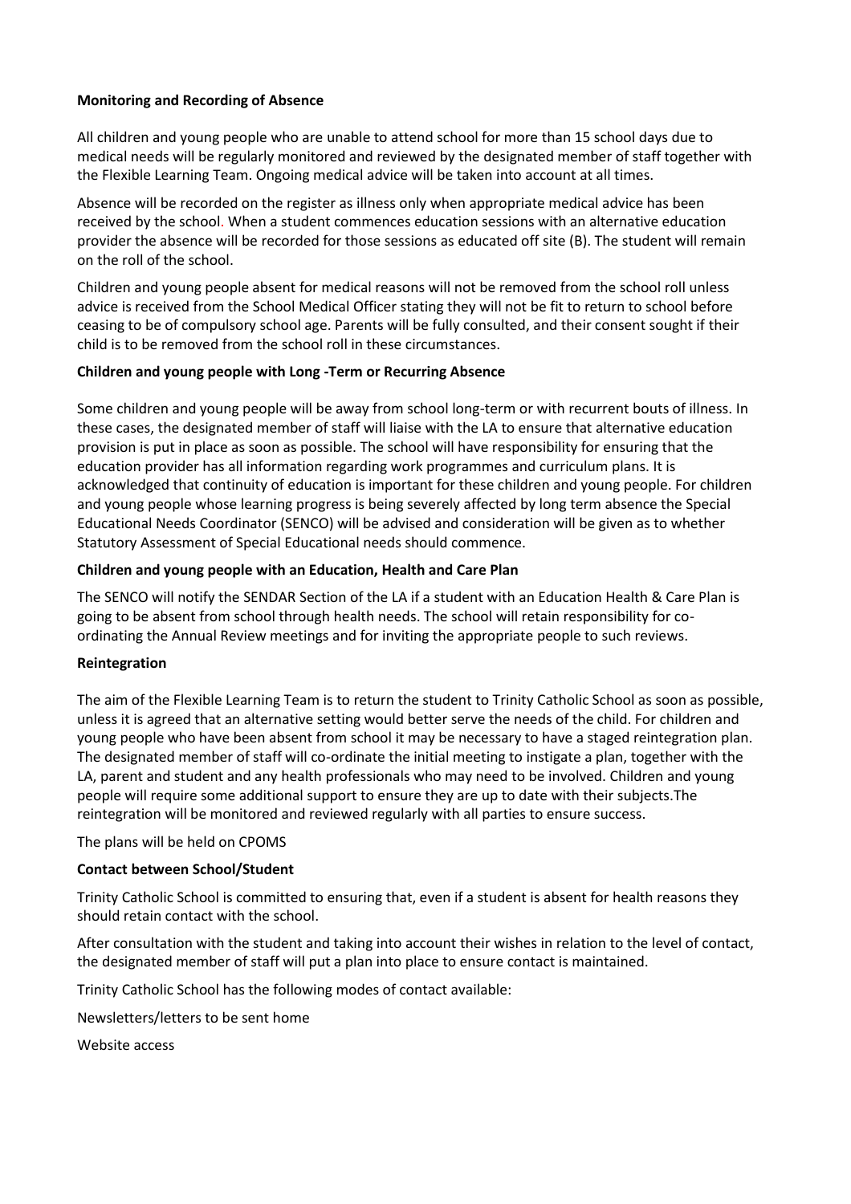**Monitoring and Recording of Absence**

All children and young people who are unable to attend school for more than 15 school days due to medical needs will be regularly monitored and reviewed by the designated member of staff together with the Flexible Learning Team. Ongoing medical advice will be taken into account at all times.

Absence will be recorded on the register as illness only when appropriate medical advice has been received by the school. When a student commences education sessions with an alternative education provider the absence will be recorded for those sessions as educated off site (B). The student will remain on the roll of the school.

Children and young people absent for medical reasons will not be removed from the school roll unless advice is received from the School Medical Officer stating they will not be fit to return to school before ceasing to be of compulsory school age. Parents will be fully consulted, and their consent sought if their child is to be removed from the school roll in these circumstances.

**Children and young people with Long -Term or Recurring Absence**

Some children and young people will be away from school long-term or with recurrent bouts of illness. In these cases, the designated member of staff will liaise with the LA to ensure that alternative education provision is put in place as soon as possible. The school will have responsibility for ensuring that the education provider has all information regarding work programmes and curriculum plans. It is acknowledged that continuity of education is important for these children and young people. For children and young people whose learning progress is being severely affected by long term absence the Special Educational Needs Coordinator (SENCO) will be advised and consideration will be given as to whether Statutory Assessment of Special Educational needs should commence.

**Children and young people with an Education, Health and Care Plan**

The SENCO will notify the SENDAR Section of the LA if a student with an Education Health & Care Plan is going to be absent from school through health needs. The school will retain responsibility for co-ordinating the Annual Review meetings and for inviting the appropriate people to such reviews.

**Reintegration**

The aim of the Flexible Learning Team is to return the student to Trinity Catholic School as soon as possible, unless it is agreed that an alternative setting would better serve the needs of the child. For children and young people who have been absent from school it may be necessary to have a staged reintegration plan. The designated member of staff will co-ordinate the initial meeting to instigate a plan, together with the LA, parent and student and any health professionals who may need to be involved. Children and young people will require some additional support to ensure they are up to date with their subjects.The reintegration will be monitored and reviewed regularly with all parties to ensure success.

The plans will be held on CPOMS

**Contact between School/Student**

Trinity Catholic School is committed to ensuring that, even if a student is absent for health reasons they should retain contact with the school.

After consultation with the student and taking into account their wishes in relation to the level of contact, the designated member of staff will put a plan into place to ensure contact is maintained.

Trinity Catholic School has the following modes of contact available:

Newsletters/letters to be sent home

Website access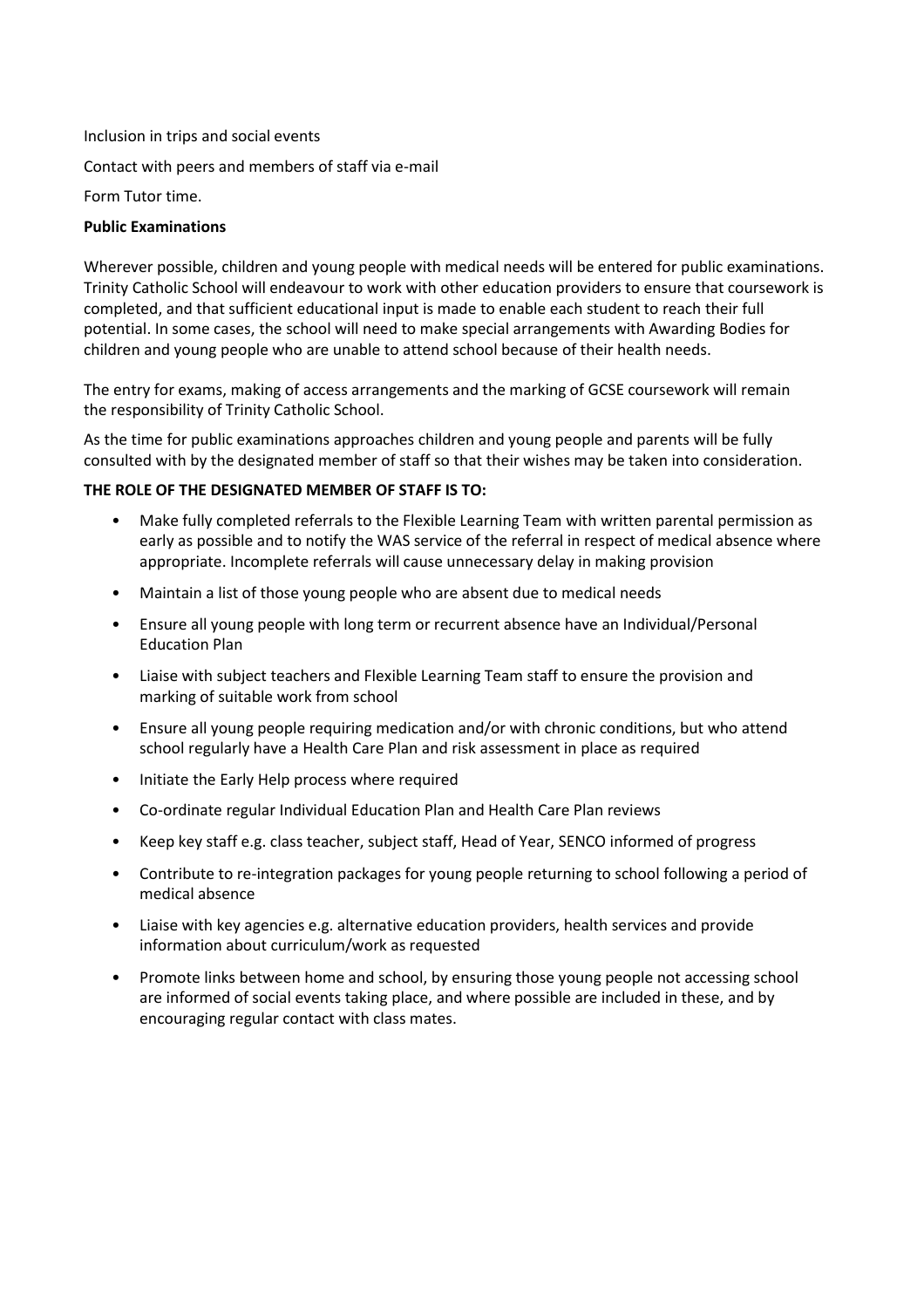Inclusion in trips and social events

Contact with peers and members of staff via e-mail

Form Tutor time.

**Public Examinations**

Wherever possible, children and young people with medical needs will be entered for public examinations. Trinity Catholic School will endeavour to work with other education providers to ensure that coursework is completed, and that sufficient educational input is made to enable each student to reach their full potential. In some cases, the school will need to make special arrangements with Awarding Bodies for children and young people who are unable to attend school because of their health needs.

The entry for exams, making of access arrangements and the marking of GCSE coursework will remain the responsibility of Trinity Catholic School.

As the time for public examinations approaches children and young people and parents will be fully consulted with by the designated member of staff so that their wishes may be taken into consideration.

**THE ROLE OF THE DESIGNATED MEMBER OF STAFF IS TO:**

- Make fully completed referrals to the Flexible Learning Team with written parental permission as early as possible and to notify the WAS service of the referral in respect of medical absence where appropriate. Incomplete referrals will cause unnecessary delay in making provision
- Maintain a list of those young people who are absent due to medical needs
- Ensure all young people with long term or recurrent absence have an Individual/Personal Education Plan
- Liaise with subject teachers and Flexible Learning Team staff to ensure the provision and marking of suitable work from school
- Ensure all young people requiring medication and/or with chronic conditions, but who attend school regularly have a Health Care Plan and risk assessment in place as required
- Initiate the Early Help process where required
- Co-ordinate regular Individual Education Plan and Health Care Plan reviews
- Keep key staff e.g. class teacher, subject staff, Head of Year, SENCO informed of progress
- Contribute to re-integration packages for young people returning to school following a period of medical absence
- Liaise with key agencies e.g. alternative education providers, health services and provide information about curriculum/work as requested
- Promote links between home and school, by ensuring those young people not accessing school are informed of social events taking place, and where possible are included in these, and by encouraging regular contact with class mates.